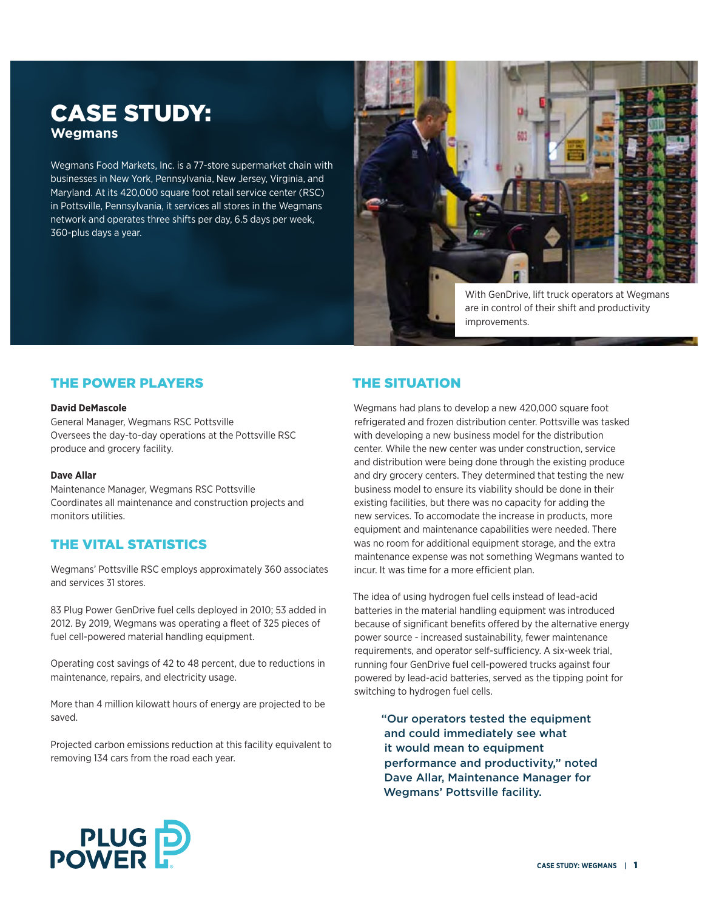# CASE STUDY:
## Wegmans

Wegmans Food Markets, Inc. is a 77-store supermarket chain with businesses in New York, Pennsylvania, New Jersey, Virginia, and Maryland. At its 420,000 square foot retail service center (RSC) in Pottsville, Pennsylvania, it services all stores in the Wegmans network and operates three shifts per day, 6.5 days per week, 360-plus days a year.

With GenDrive, lift truck operators at Wegmans are in control of their shift and productivity improvements.

## THE POWER PLAYERS

**David DeMascole**
General Manager, Wegmans RSC Pottsville
Oversees the day-to-day operations at the Pottsville RSC produce and grocery facility.

**Dave Allar**
Maintenance Manager, Wegmans RSC Pottsville
Coordinates all maintenance and construction projects and monitors utilities.

## THE VITAL STATISTICS

Wegmans' Pottsville RSC employs approximately 360 associates and services 31 stores.

83 Plug Power GenDrive fuel cells deployed in 2010; 53 added in 2012. By 2019, Wegmans was operating a fleet of 325 pieces of fuel cell-powered material handling equipment.

Operating cost savings of 42 to 48 percent, due to reductions in maintenance, repairs, and electricity usage.

More than 4 million kilowatt hours of energy are projected to be saved.

Projected carbon emissions reduction at this facility equivalent to removing 134 cars from the road each year.

## THE SITUATION

Wegmans had plans to develop a new 420,000 square foot refrigerated and frozen distribution center. Pottsville was tasked with developing a new business model for the distribution center. While the new center was under construction, service and distribution were being done through the existing produce and dry grocery centers. They determined that testing the new business model to ensure its viability should be done in their existing facilities, but there was no capacity for adding the new services. To accomodate the increase in products, more equipment and maintenance capabilities were needed. There was no room for additional equipment storage, and the extra maintenance expense was not something Wegmans wanted to incur. It was time for a more efficient plan.

The idea of using hydrogen fuel cells instead of lead-acid batteries in the material handling equipment was introduced because of significant benefits offered by the alternative energy power source - increased sustainability, fewer maintenance requirements, and operator self-sufficiency. A six-week trial, running four GenDrive fuel cell-powered trucks against four powered by lead-acid batteries, served as the tipping point for switching to hydrogen fuel cells.

> **"Our operators tested the equipment and could immediately see what it would mean to equipment performance and productivity," noted Dave Allar, Maintenance Manager for Wegmans' Pottsville facility.**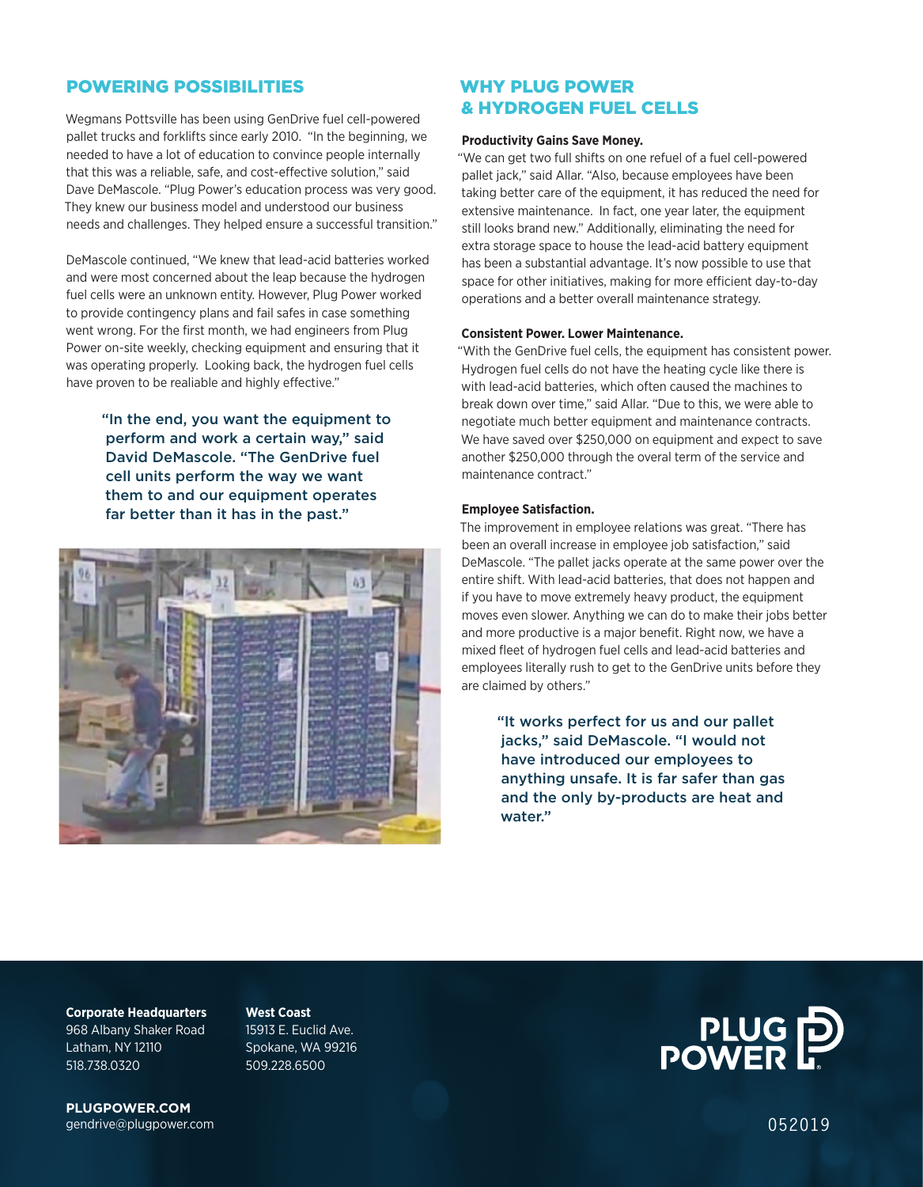## POWERING POSSIBILITIES

Wegmans Pottsville has been using GenDrive fuel cell-powered pallet trucks and forklifts since early 2010. "In the beginning, we needed to have a lot of education to convince people internally that this was a reliable, safe, and cost-effective solution," said Dave DeMascole. "Plug Power's education process was very good. They knew our business model and understood our business needs and challenges. They helped ensure a successful transition."

DeMascole continued, "We knew that lead-acid batteries worked and were most concerned about the leap because the hydrogen fuel cells were an unknown entity. However, Plug Power worked to provide contingency plans and fail safes in case something went wrong. For the first month, we had engineers from Plug Power on-site weekly, checking equipment and ensuring that it was operating properly. Looking back, the hydrogen fuel cells have proven to be realiable and highly effective."

> "In the end, you want the equipment to perform and work a certain way," said David DeMascole. "The GenDrive fuel cell units perform the way we want them to and our equipment operates far better than it has in the past."

## WHY PLUG POWER & HYDROGEN FUEL CELLS

**Productivity Gains Save Money.**

"We can get two full shifts on one refuel of a fuel cell-powered pallet jack," said Allar. "Also, because employees have been taking better care of the equipment, it has reduced the need for extensive maintenance. In fact, one year later, the equipment still looks brand new." Additionally, eliminating the need for extra storage space to house the lead-acid battery equipment has been a substantial advantage. It's now possible to use that space for other initiatives, making for more efficient day-to-day operations and a better overall maintenance strategy.

**Consistent Power. Lower Maintenance.**

"With the GenDrive fuel cells, the equipment has consistent power. Hydrogen fuel cells do not have the heating cycle like there is with lead-acid batteries, which often caused the machines to break down over time," said Allar. "Due to this, we were able to negotiate much better equipment and maintenance contracts. We have saved over $250,000 on equipment and expect to save another $250,000 through the overal term of the service and maintenance contract."

**Employee Satisfaction.**

The improvement in employee relations was great. "There has been an overall increase in employee job satisfaction," said DeMascole. "The pallet jacks operate at the same power over the entire shift. With lead-acid batteries, that does not happen and if you have to move extremely heavy product, the equipment moves even slower. Anything we can do to make their jobs better and more productive is a major benefit. Right now, we have a mixed fleet of hydrogen fuel cells and lead-acid batteries and employees literally rush to get to the GenDrive units before they are claimed by others."

> "It works perfect for us and our pallet jacks," said DeMascole. "I would not have introduced our employees to anything unsafe. It is far safer than gas and the only by-products are heat and water."

**Corporate Headquarters**
968 Albany Shaker Road
Latham, NY 12110
518.738.0320

**West Coast**
15913 E. Euclid Ave.
Spokane, WA 99216
509.228.6500

**PLUGPOWER.COM**
gendrive@plugpower.com

PLUG POWER

052019